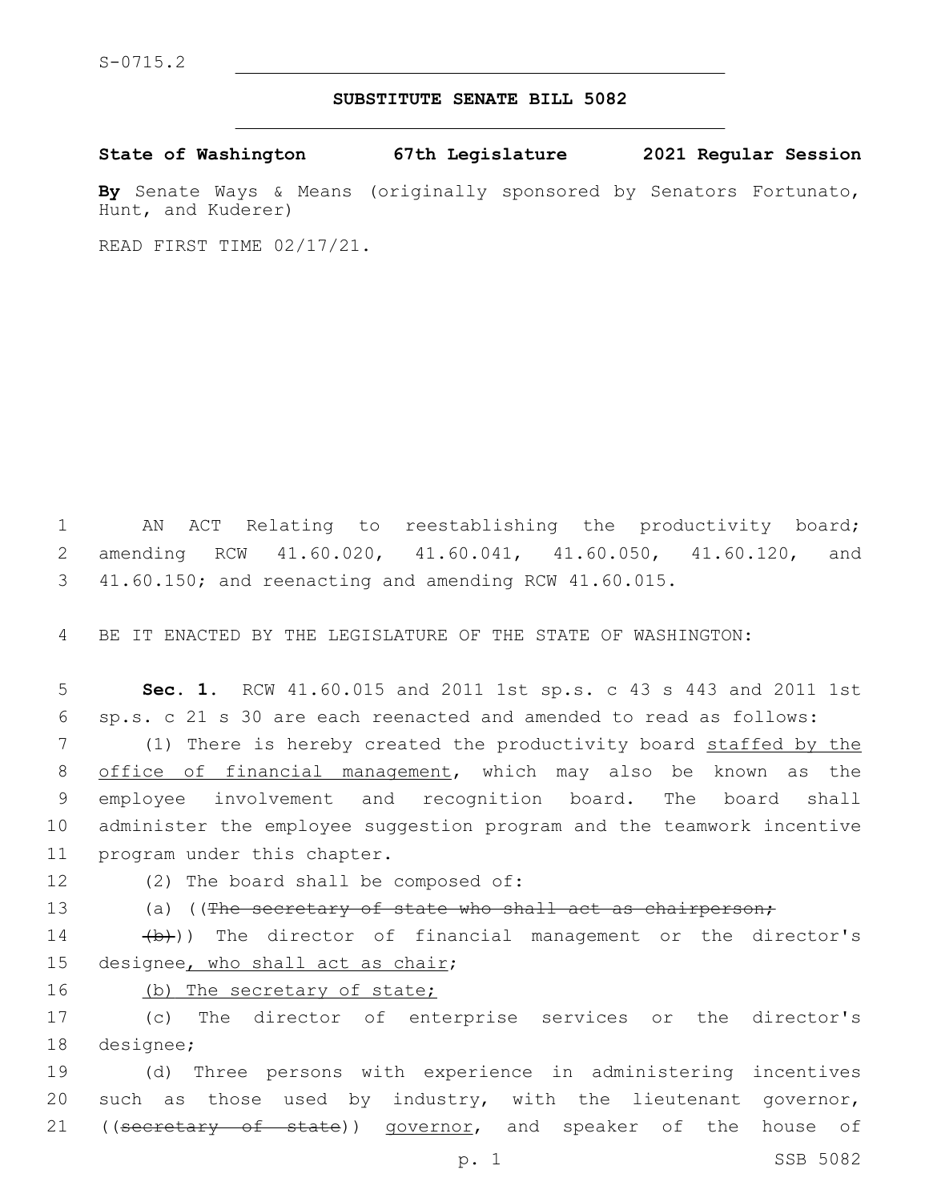S-0715.2

## SUBSTITUTE SENATE BILL 5082

**State of Washington 67th Legislature 2021 Regular Session**

**By** Senate Ways & Means (originally sponsored by Senators Fortunato, Hunt, and Kuderer)

READ FIRST TIME 02/17/21.

AN ACT Relating to reestablishing the productivity board; amending RCW 41.60.020, 41.60.041, 41.60.050, 41.60.120, and 41.60.150; and reenacting and amending RCW 41.60.015.

BE IT ENACTED BY THE LEGISLATURE OF THE STATE OF WASHINGTON:

**Sec. 1.** RCW 41.60.015 and 2011 1st sp.s. c 43 s 443 and 2011 1st sp.s. c 21 s 30 are each reenacted and amended to read as follows:

(1) There is hereby created the productivity board staffed by the office of financial management, which may also be known as the employee involvement and recognition board. The board shall administer the employee suggestion program and the teamwork incentive program under this chapter.

(2) The board shall be composed of:

(a) ((~~The secretary of state who shall act as chairperson;~~

~~(b)~~)) The director of financial management or the director's designee, who shall act as chair;

(b) The secretary of state;

(c) The director of enterprise services or the director's designee;

(d) Three persons with experience in administering incentives such as those used by industry, with the lieutenant governor, ((~~secretary of state~~)) governor, and speaker of the house of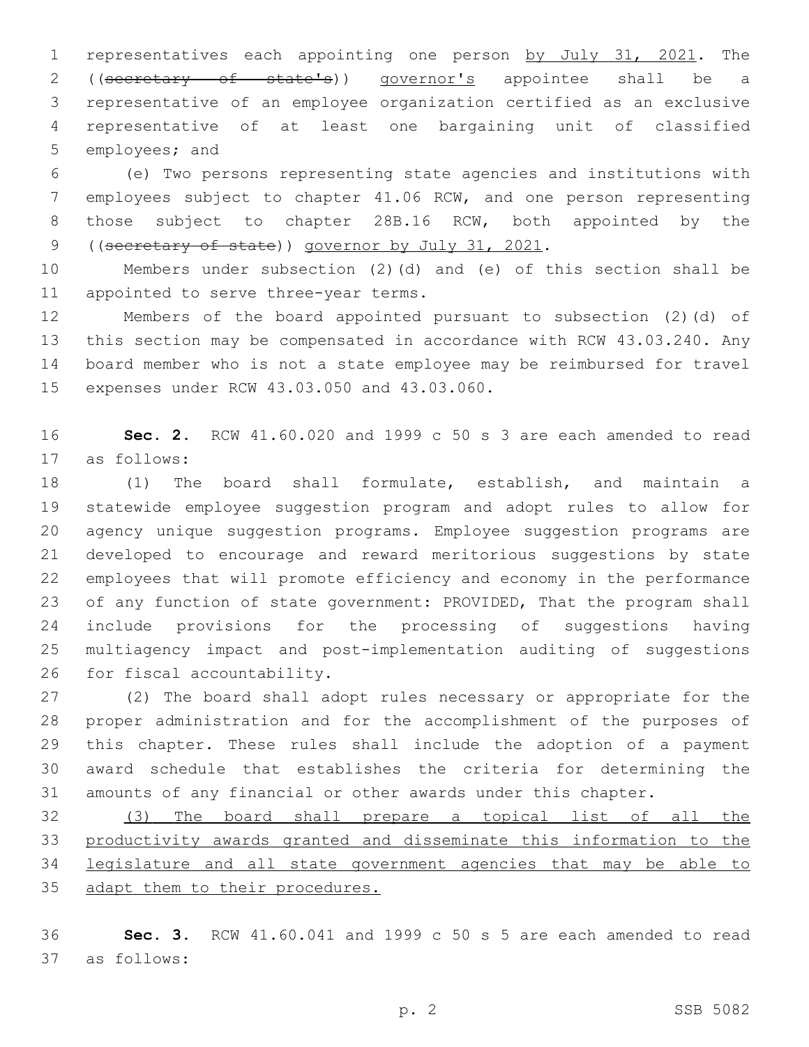representatives each appointing one person <u>by July 31, 2021</u>. The ((~~secretary of state's~~)) <u>governor's</u> appointee shall be a representative of an employee organization certified as an exclusive representative of at least one bargaining unit of classified employees; and

(e) Two persons representing state agencies and institutions with employees subject to chapter 41.06 RCW, and one person representing those subject to chapter 28B.16 RCW, both appointed by the ((~~secretary of state~~)) <u>governor by July 31, 2021</u>.

Members under subsection (2)(d) and (e) of this section shall be appointed to serve three-year terms.

Members of the board appointed pursuant to subsection (2)(d) of this section may be compensated in accordance with RCW 43.03.240. Any board member who is not a state employee may be reimbursed for travel expenses under RCW 43.03.050 and 43.03.060.

**Sec. 2.** RCW 41.60.020 and 1999 c 50 s 3 are each amended to read as follows:

(1) The board shall formulate, establish, and maintain a statewide employee suggestion program and adopt rules to allow for agency unique suggestion programs. Employee suggestion programs are developed to encourage and reward meritorious suggestions by state employees that will promote efficiency and economy in the performance of any function of state government: PROVIDED, That the program shall include provisions for the processing of suggestions having multiagency impact and post-implementation auditing of suggestions for fiscal accountability.

(2) The board shall adopt rules necessary or appropriate for the proper administration and for the accomplishment of the purposes of this chapter. These rules shall include the adoption of a payment award schedule that establishes the criteria for determining the amounts of any financial or other awards under this chapter.

<u>(3) The board shall prepare a topical list of all the productivity awards granted and disseminate this information to the legislature and all state government agencies that may be able to adapt them to their procedures.</u>

**Sec. 3.** RCW 41.60.041 and 1999 c 50 s 5 are each amended to read as follows: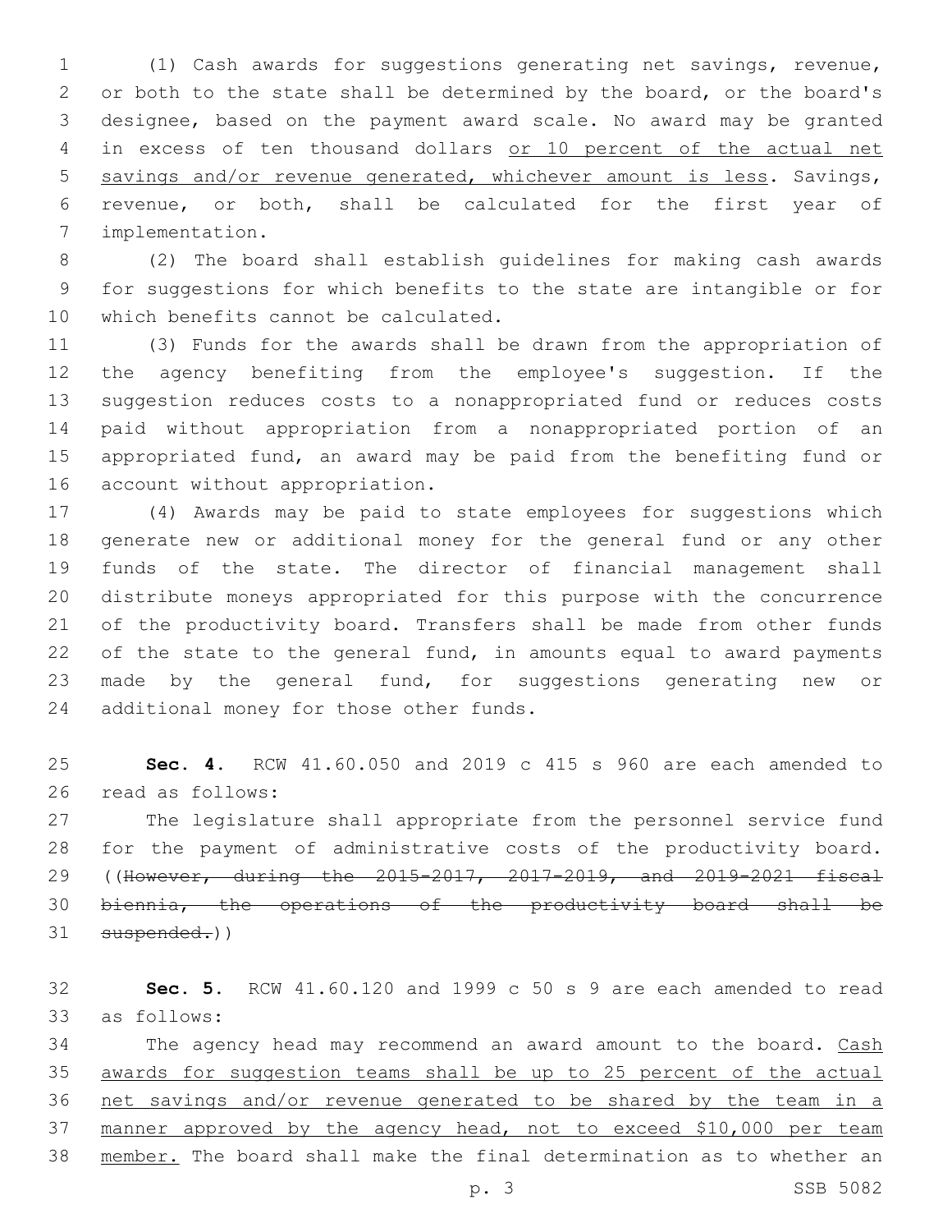(1) Cash awards for suggestions generating net savings, revenue, or both to the state shall be determined by the board, or the board's designee, based on the payment award scale. No award may be granted in excess of ten thousand dollars <u>or 10 percent of the actual net savings and/or revenue generated, whichever amount is less</u>. Savings, revenue, or both, shall be calculated for the first year of implementation.

(2) The board shall establish guidelines for making cash awards for suggestions for which benefits to the state are intangible or for which benefits cannot be calculated.

(3) Funds for the awards shall be drawn from the appropriation of the agency benefiting from the employee's suggestion. If the suggestion reduces costs to a nonappropriated fund or reduces costs paid without appropriation from a nonappropriated portion of an appropriated fund, an award may be paid from the benefiting fund or account without appropriation.

(4) Awards may be paid to state employees for suggestions which generate new or additional money for the general fund or any other funds of the state. The director of financial management shall distribute moneys appropriated for this purpose with the concurrence of the productivity board. Transfers shall be made from other funds of the state to the general fund, in amounts equal to award payments made by the general fund, for suggestions generating new or additional money for those other funds.

**Sec. 4.** RCW 41.60.050 and 2019 c 415 s 960 are each amended to read as follows:

The legislature shall appropriate from the personnel service fund for the payment of administrative costs of the productivity board. ((~~However, during the 2015-2017, 2017-2019, and 2019-2021 fiscal biennia, the operations of the productivity board shall be suspended.~~))

**Sec. 5.** RCW 41.60.120 and 1999 c 50 s 9 are each amended to read as follows:

The agency head may recommend an award amount to the board. <u>Cash awards for suggestion teams shall be up to 25 percent of the actual net savings and/or revenue generated to be shared by the team in a manner approved by the agency head, not to exceed $10,000 per team member.</u> The board shall make the final determination as to whether an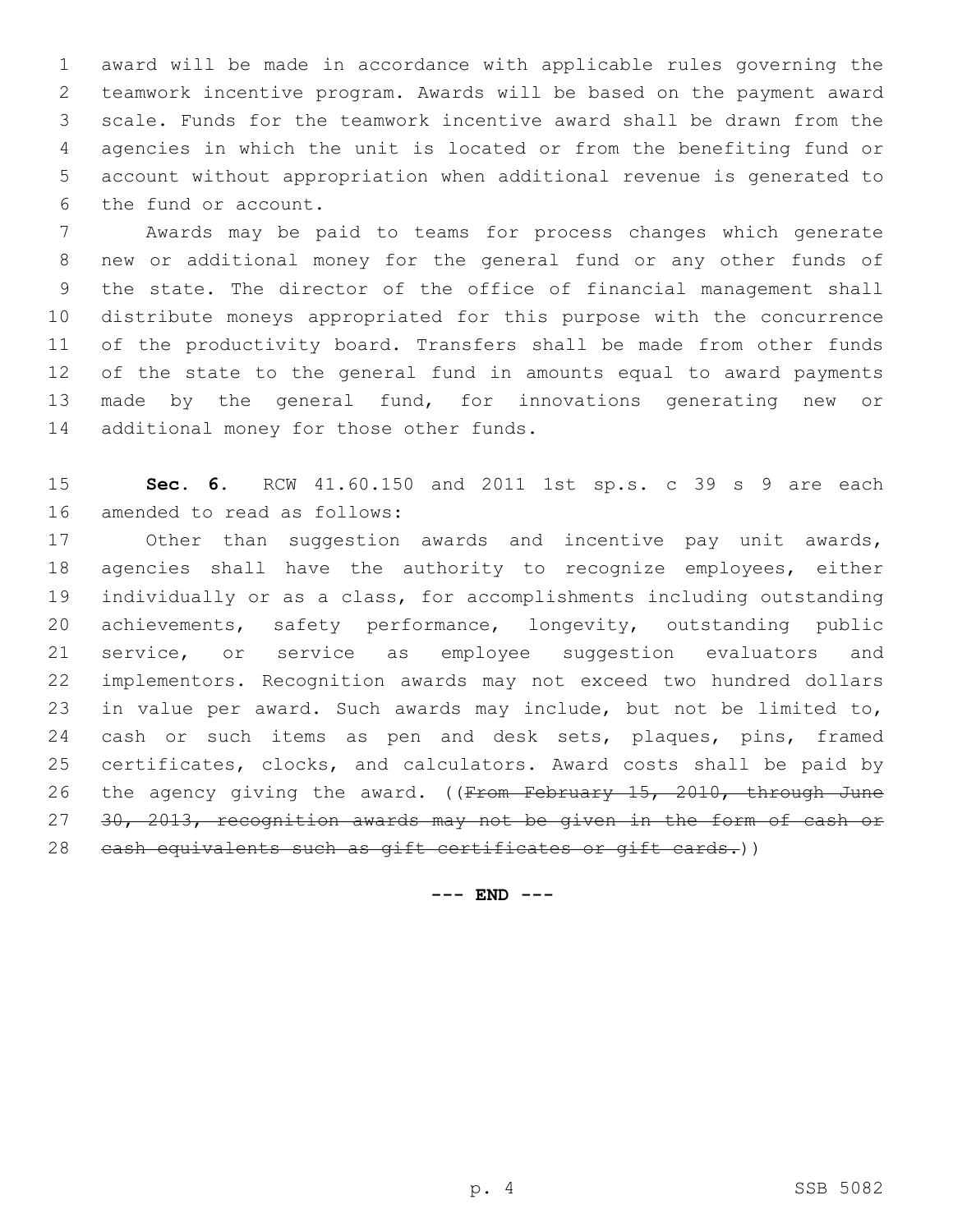award will be made in accordance with applicable rules governing the teamwork incentive program. Awards will be based on the payment award scale. Funds for the teamwork incentive award shall be drawn from the agencies in which the unit is located or from the benefiting fund or account without appropriation when additional revenue is generated to the fund or account.

Awards may be paid to teams for process changes which generate new or additional money for the general fund or any other funds of the state. The director of the office of financial management shall distribute moneys appropriated for this purpose with the concurrence of the productivity board. Transfers shall be made from other funds of the state to the general fund in amounts equal to award payments made by the general fund, for innovations generating new or additional money for those other funds.

**Sec. 6.** RCW 41.60.150 and 2011 1st sp.s. c 39 s 9 are each amended to read as follows:

Other than suggestion awards and incentive pay unit awards, agencies shall have the authority to recognize employees, either individually or as a class, for accomplishments including outstanding achievements, safety performance, longevity, outstanding public service, or service as employee suggestion evaluators and implementors. Recognition awards may not exceed two hundred dollars in value per award. Such awards may include, but not be limited to, cash or such items as pen and desk sets, plaques, pins, framed certificates, clocks, and calculators. Award costs shall be paid by the agency giving the award. ((~~From February 15, 2010, through June 30, 2013, recognition awards may not be given in the form of cash or cash equivalents such as gift certificates or gift cards.~~))

**--- END ---**